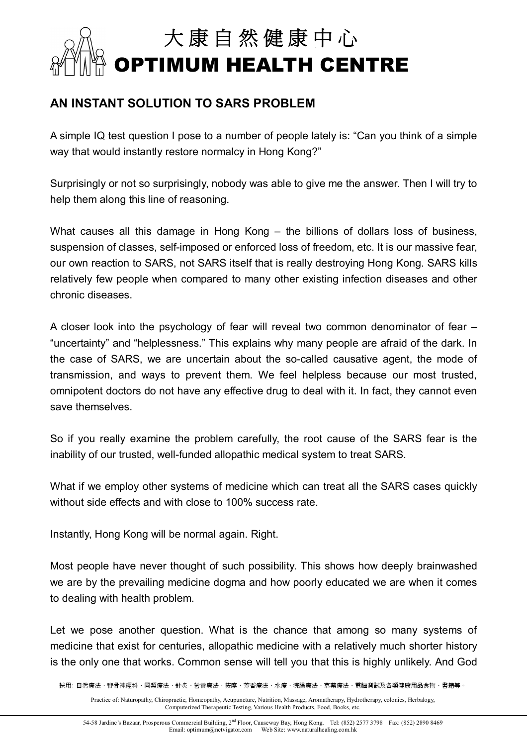# 大康自然健康中心
# OPTIMUM HEALTH CENTRE

## AN INSTANT SOLUTION TO SARS PROBLEM

A simple IQ test question I pose to a number of people lately is: "Can you think of a simple way that would instantly restore normalcy in Hong Kong?"

Surprisingly or not so surprisingly, nobody was able to give me the answer. Then I will try to help them along this line of reasoning.

What causes all this damage in Hong Kong – the billions of dollars loss of business, suspension of classes, self-imposed or enforced loss of freedom, etc. It is our massive fear, our own reaction to SARS, not SARS itself that is really destroying Hong Kong. SARS kills relatively few people when compared to many other existing infection diseases and other chronic diseases.

A closer look into the psychology of fear will reveal two common denominator of fear – "uncertainty" and "helplessness." This explains why many people are afraid of the dark. In the case of SARS, we are uncertain about the so-called causative agent, the mode of transmission, and ways to prevent them. We feel helpless because our most trusted, omnipotent doctors do not have any effective drug to deal with it. In fact, they cannot even save themselves.

So if you really examine the problem carefully, the root cause of the SARS fear is the inability of our trusted, well-funded allopathic medical system to treat SARS.

What if we employ other systems of medicine which can treat all the SARS cases quickly without side effects and with close to 100% success rate.

Instantly, Hong Kong will be normal again. Right.

Most people have never thought of such possibility. This shows how deeply brainwashed we are by the prevailing medicine dogma and how poorly educated we are when it comes to dealing with health problem.

Let we pose another question. What is the chance that among so many systems of medicine that exist for centuries, allopathic medicine with a relatively much shorter history is the only one that works. Common sense will tell you that this is highly unlikely. And God

採用: 自然療法、脊骨神經科、同類療法、針炙、營養療法、按摩、芳香療法、水療、洗腸療法、草藥療法、電腦測試及各類健康用品食物、書籍等。

Practice of: Naturopathy, Chiropractic, Homeopathy, Acupuncture, Nutrition, Massage, Aromatherapy, Hydrotherapy, colonics, Herbalogy, Computerized Therapeutic Testing, Various Health Products, Food, Books, etc.

54-58 Jardine's Bazaar, Prosperous Commercial Building, 2nd Floor, Causeway Bay, Hong Kong. Tel: (852) 2577 3798 Fax: (852) 2890 8469
Email: optimum@netvigator.com Web Site: www.naturalhealing.com.hk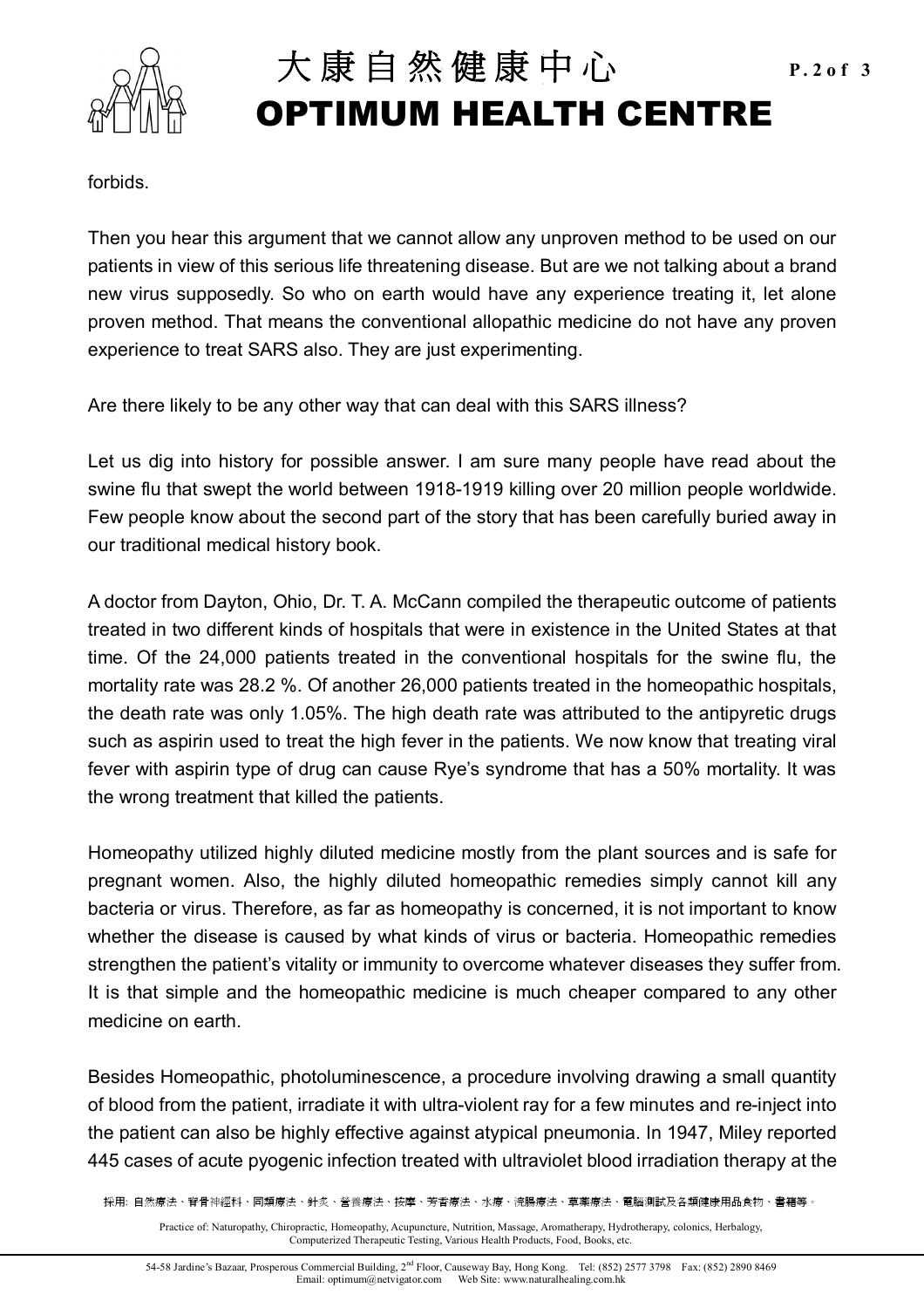forbids.

Then you hear this argument that we cannot allow any unproven method to be used on our patients in view of this serious life threatening disease. But are we not talking about a brand new virus supposedly. So who on earth would have any experience treating it, let alone proven method. That means the conventional allopathic medicine do not have any proven experience to treat SARS also. They are just experimenting.

Are there likely to be any other way that can deal with this SARS illness?

Let us dig into history for possible answer. I am sure many people have read about the swine flu that swept the world between 1918-1919 killing over 20 million people worldwide. Few people know about the second part of the story that has been carefully buried away in our traditional medical history book.

A doctor from Dayton, Ohio, Dr. T. A. McCann compiled the therapeutic outcome of patients treated in two different kinds of hospitals that were in existence in the United States at that time. Of the 24,000 patients treated in the conventional hospitals for the swine flu, the mortality rate was 28.2 %. Of another 26,000 patients treated in the homeopathic hospitals, the death rate was only 1.05%. The high death rate was attributed to the antipyretic drugs such as aspirin used to treat the high fever in the patients. We now know that treating viral fever with aspirin type of drug can cause Rye's syndrome that has a 50% mortality. It was the wrong treatment that killed the patients.

Homeopathy utilized highly diluted medicine mostly from the plant sources and is safe for pregnant women. Also, the highly diluted homeopathic remedies simply cannot kill any bacteria or virus. Therefore, as far as homeopathy is concerned, it is not important to know whether the disease is caused by what kinds of virus or bacteria. Homeopathic remedies strengthen the patient's vitality or immunity to overcome whatever diseases they suffer from. It is that simple and the homeopathic medicine is much cheaper compared to any other medicine on earth.

Besides Homeopathic, photoluminescence, a procedure involving drawing a small quantity of blood from the patient, irradiate it with ultra-violent ray for a few minutes and re-inject into the patient can also be highly effective against atypical pneumonia. In 1947, Miley reported 445 cases of acute pyogenic infection treated with ultraviolet blood irradiation therapy at the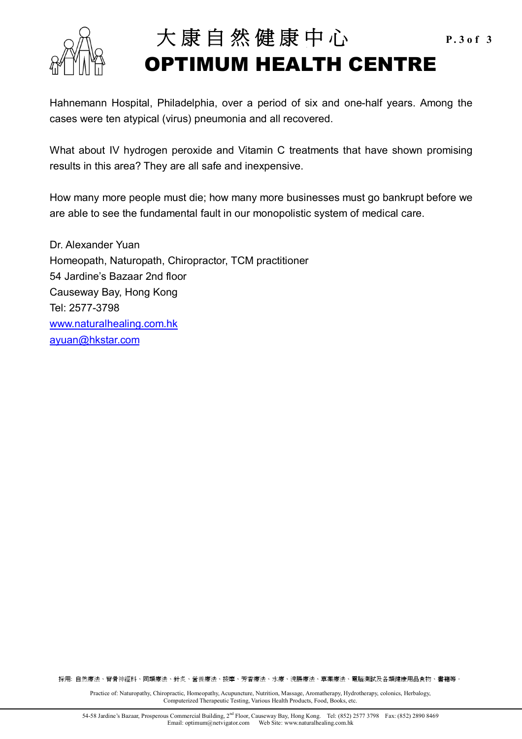Hahnemann Hospital, Philadelphia, over a period of six and one-half years. Among the cases were ten atypical (virus) pneumonia and all recovered.

What about IV hydrogen peroxide and Vitamin C treatments that have shown promising results in this area? They are all safe and inexpensive.

How many more people must die; how many more businesses must go bankrupt before we are able to see the fundamental fault in our monopolistic system of medical care.

Dr. Alexander Yuan  
Homeopath, Naturopath, Chiropractor, TCM practitioner  
54 Jardine's Bazaar 2nd floor  
Causeway Bay, Hong Kong  
Tel: 2577-3798  
www.naturalhealing.com.hk  
ayuan@hkstar.com